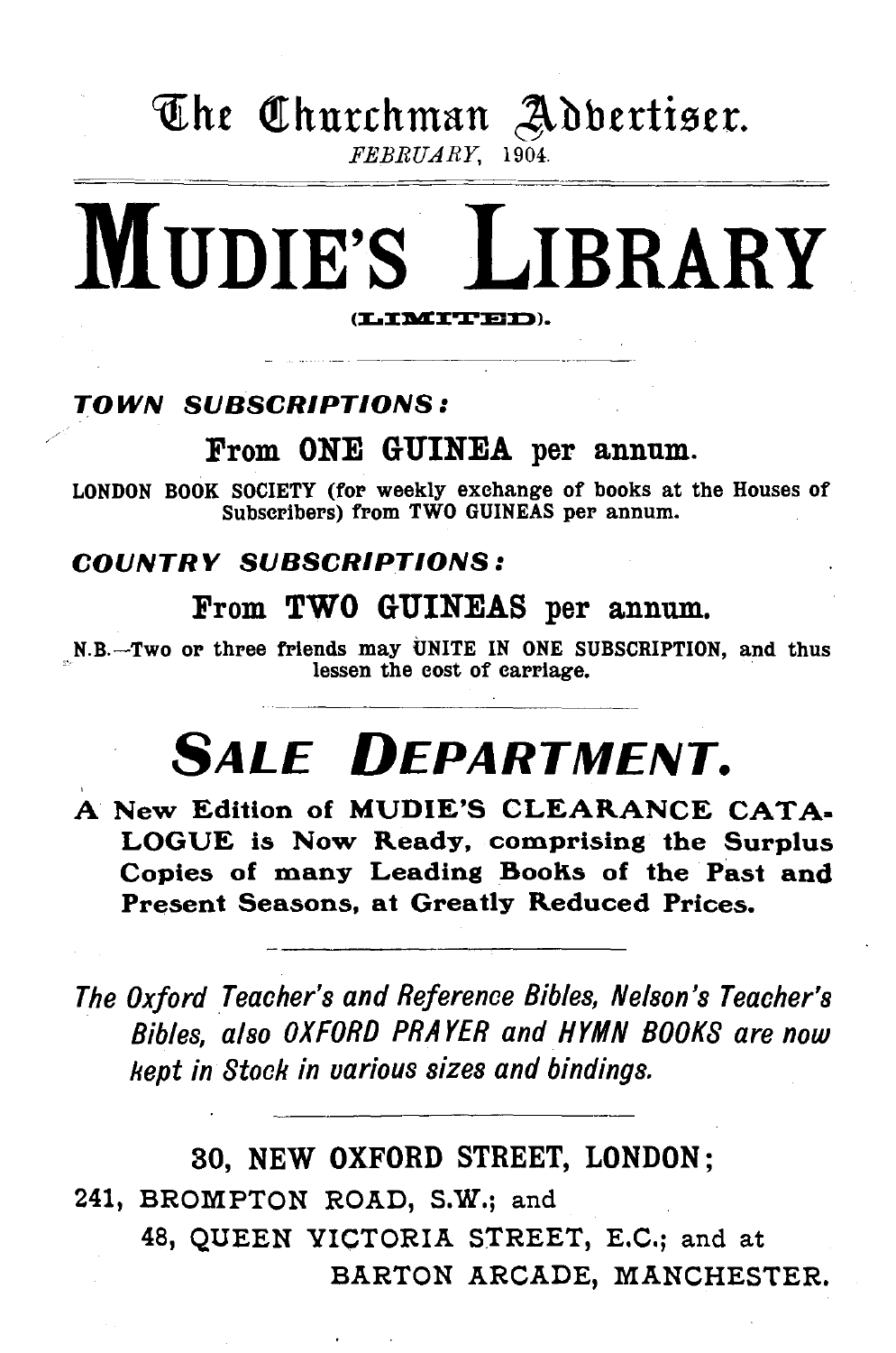# The Churchman Advertiser.

*FEBRUARY*, 1904.

# MUDIE'S LIBRARY

(LIMITED).

***TOWN SUBSCRIPTIONS:***

**From ONE GUINEA per annum.**

LONDON BOOK SOCIETY (for weekly exchange of books at the Houses of Subscribers) from TWO GUINEAS per annum.

***COUNTRY SUBSCRIPTIONS:***

**From TWO GUINEAS per annum.**

N.B.—Two or three friends may UNITE IN ONE SUBSCRIPTION, and thus lessen the cost of carriage.

## *SALE DEPARTMENT.*

**A New Edition of MUDIE'S CLEARANCE CATALOGUE is Now Ready, comprising the Surplus Copies of many Leading Books of the Past and Present Seasons, at Greatly Reduced Prices.**

*The Oxford Teacher's and Reference Bibles, Nelson's Teacher's Bibles, also OXFORD PRAYER and HYMN BOOKS are now kept in Stock in various sizes and bindings.*

**30, NEW OXFORD STREET, LONDON;**

241, BROMPTON ROAD, S.W.; and

48, QUEEN VICTORIA STREET, E.C.; and at

BARTON ARCADE, MANCHESTER.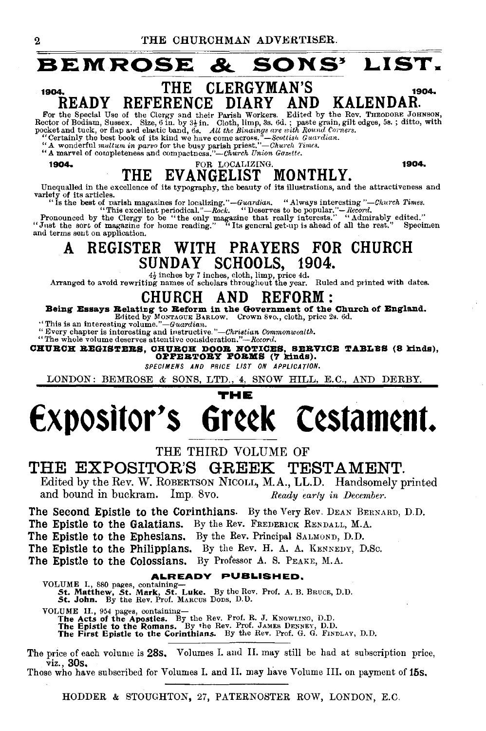# BEMROSE & SONS' LIST.

## 1904. THE CLERGYMAN'S 1904.
## READY REFERENCE DIARY AND KALENDAR.

For the Special Use of the Clergy and their Parish Workers. Edited by the Rev. THEODORE JOHNSON, Rector of Bodiam, Sussex. Size, 6 in. by 3½ in. Cloth, limp, 3s. 6d.; paste grain, gilt edges, 5s.; ditto, with pocket and tuck, or flap and elastic band, 6s. *All the Bindings are with Round Corners.*

"Certainly the best book of its kind we have come across."—*Scottish Guardian.*

"A wonderful *multum in parvo* for the busy parish priest."—*Church Times.*

"A marvel of completeness and compactness."—*Church Union Gazette.*

**1904.** FOR LOCALIZING. **1904.**

## THE EVANGELIST MONTHLY.

Unequalled in the excellence of its typography, the beauty of its illustrations, and the attractiveness and variety of its articles.

"Is the best of parish magazines for localizing."—*Guardian.* "Always interesting"—*Church Times.* "This excellent periodical."—*Rock.* "Deserves to be popular."—*Record.*

Pronounced by the Clergy to be "the only magazine that really interests." "Admirably edited." "Just the sort of magazine for home reading." "Its general get-up is ahead of all the rest." Specimen and terms sent on application.

## A REGISTER WITH PRAYERS FOR CHURCH SUNDAY SCHOOLS, 1904.

4½ inches by 7 inches, cloth, limp, price 4d.

Arranged to avoid rewriting names of scholars throughout the year. Ruled and printed with dates.

## CHURCH AND REFORM:

**Being Essays Relating to Reform in the Government of the Church of England.**

Edited by MONTAGUE BARLOW. Crown 8vo., cloth, price 2s. 6d.

"This is an interesting volume."—*Guardian.*

"Every chapter is interesting and instructive."—*Christian Commonwealth.*

"The whole volume deserves attentive consideration."—*Record.*

**CHURCH REGISTERS, CHURCH DOOR NOTICES, SERVICE TABLES (8 kinds), OFFERTORY FORMS (7 kinds).**

*SPECIMENS AND PRICE LIST ON APPLICATION.*

LONDON: BEMROSE & SONS, LTD., 4, SNOW HILL, E.C., AND DERBY.

---

THE

# Expositor's Greek Testament.

THE THIRD VOLUME OF

## THE EXPOSITOR'S GREEK TESTAMENT.

Edited by the Rev. W. ROBERTSON NICOLL, M.A., LL.D. Handsomely printed and bound in buckram. Imp. 8vo. *Ready early in December.*

**The Second Epistle to the Corinthians.** By the Very Rev. DEAN BERNARD, D.D.
**The Epistle to the Galatians.** By the Rev. FREDERICK RENDALL, M.A.
**The Epistle to the Ephesians.** By the Rev. Principal SALMOND, D.D.
**The Epistle to the Philippians.** By the Rev. H. A. A. KENNEDY, D.Sc.
**The Epistle to the Colossians.** By Professor A. S. PEAKE, M.A.

**ALREADY PUBLISHED.**

VOLUME I., 880 pages, containing—
**St. Matthew, St. Mark, St. Luke.** By the Rev. Prof. A. B. BRUCE, D.D.
**St. John.** By the Rev. Prof. MARCUS DODS, D.D.

VOLUME II., 954 pages, containing—
**The Acts of the Apostles.** By the Rev. Prof. R. J. KNOWLING, D.D.
**The Epistle to the Romans.** By the Rev. Prof. JAMES DENNEY, D.D.
**The First Epistle to the Corinthians.** By the Rev. Prof. G. G. FINDLAY, D.D.

The price of each volume is **28s.** Volumes I. and II. may still be had at subscription price, viz., **30s.**

Those who have subscribed for Volumes I. and II. may have Volume III. on payment of **15s.**

HODDER & STOUGHTON, 27, PATERNOSTER ROW, LONDON, E.C.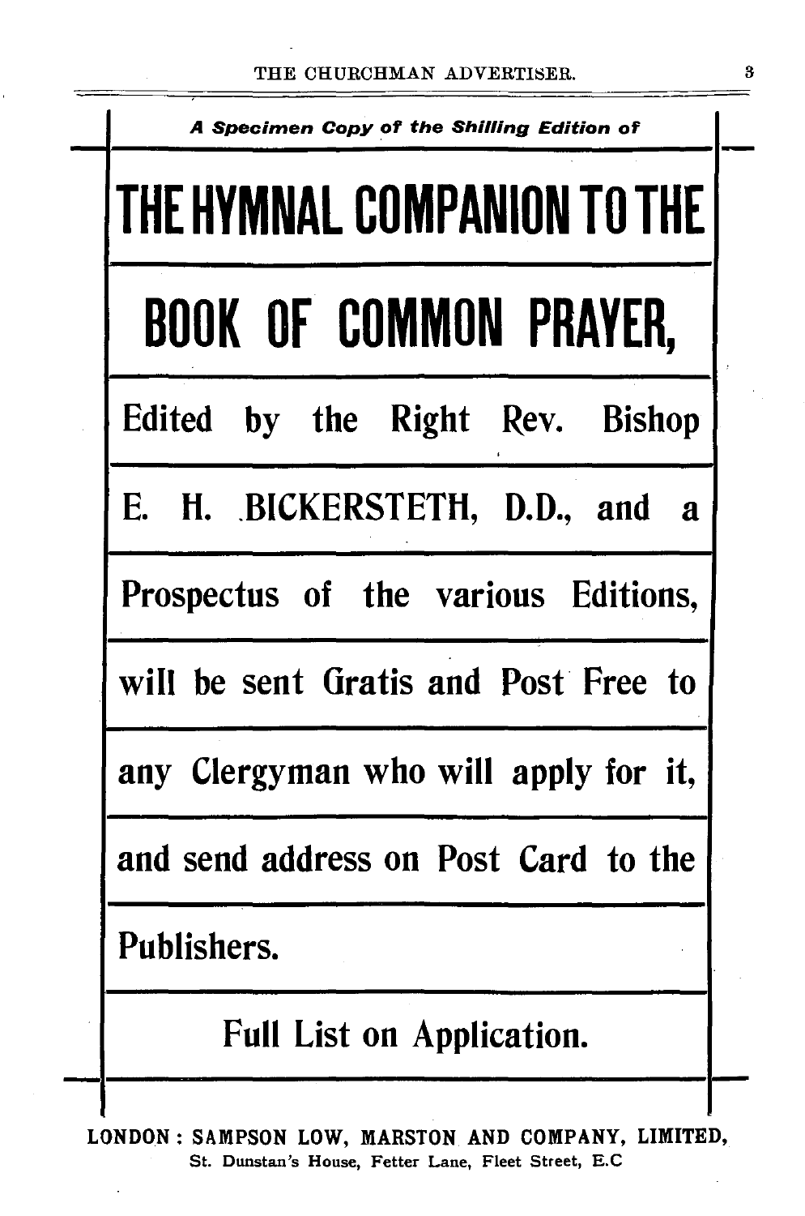*A Specimen Copy of the Shilling Edition of*

# THE HYMNAL COMPANION TO THE BOOK OF COMMON PRAYER,

Edited by the Right Rev. Bishop E. H. BICKERSTETH, D.D., and a Prospectus of the various Editions, will be sent Gratis and Post Free to any Clergyman who will apply for it, and send address on Post Card to the Publishers.

Full List on Application.

LONDON: SAMPSON LOW, MARSTON AND COMPANY, LIMITED,
St. Dunstan's House, Fetter Lane, Fleet Street, E.C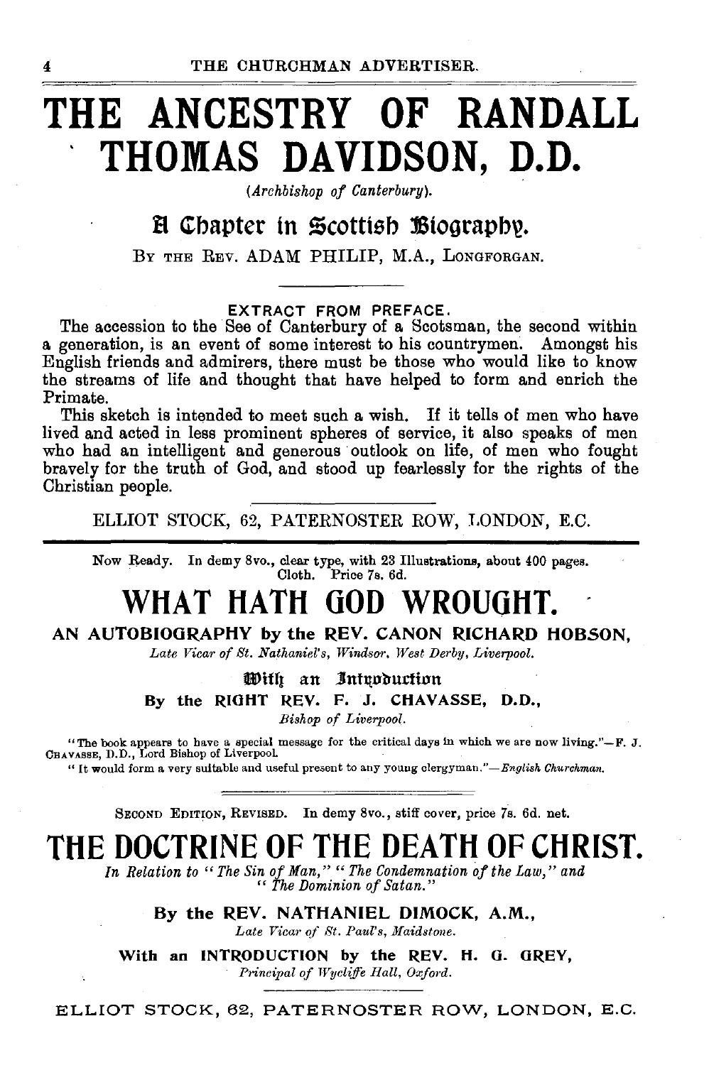# THE ANCESTRY OF RANDALL THOMAS DAVIDSON, D.D.

*(Archbishop of Canterbury).*

## A Chapter in Scottish Biography.

BY THE REV. ADAM PHILIP, M.A., LONGFORGAN.

EXTRACT FROM PREFACE.

The accession to the See of Canterbury of a Scotsman, the second within a generation, is an event of some interest to his countrymen. Amongst his English friends and admirers, there must be those who would like to know the streams of life and thought that have helped to form and enrich the Primate.

This sketch is intended to meet such a wish. If it tells of men who have lived and acted in less prominent spheres of service, it also speaks of men who had an intelligent and generous outlook on life, of men who fought bravely for the truth of God, and stood up fearlessly for the rights of the Christian people.

ELLIOT STOCK, 62, PATERNOSTER ROW, LONDON, E.C.

---

Now Ready. In demy 8vo., clear type, with 23 Illustrations, about 400 pages. Cloth. Price 7s. 6d.

# WHAT HATH GOD WROUGHT.

**AN AUTOBIOGRAPHY by the REV. CANON RICHARD HOBSON,**

*Late Vicar of St. Nathaniel's, Windsor, West Derby, Liverpool.*

With an Introduction

**By the RIGHT REV. F. J. CHAVASSE, D.D.,**

*Bishop of Liverpool.*

"The book appears to have a special message for the critical days in which we are now living."—F. J. CHAVASSE, D.D., Lord Bishop of Liverpool.

"It would form a very suitable and useful present to any young clergyman."—*English Churchman.*

---

SECOND EDITION, REVISED. In demy 8vo., stiff cover, price 7s. 6d. net.

# THE DOCTRINE OF THE DEATH OF CHRIST.

*In Relation to "The Sin of Man," "The Condemnation of the Law," and "The Dominion of Satan."*

**By the REV. NATHANIEL DIMOCK, A.M.,**

*Late Vicar of St. Paul's, Maidstone.*

**With an INTRODUCTION by the REV. H. G. GREY,**

*Principal of Wycliffe Hall, Oxford.*

ELLIOT STOCK, 62, PATERNOSTER ROW, LONDON, E.C.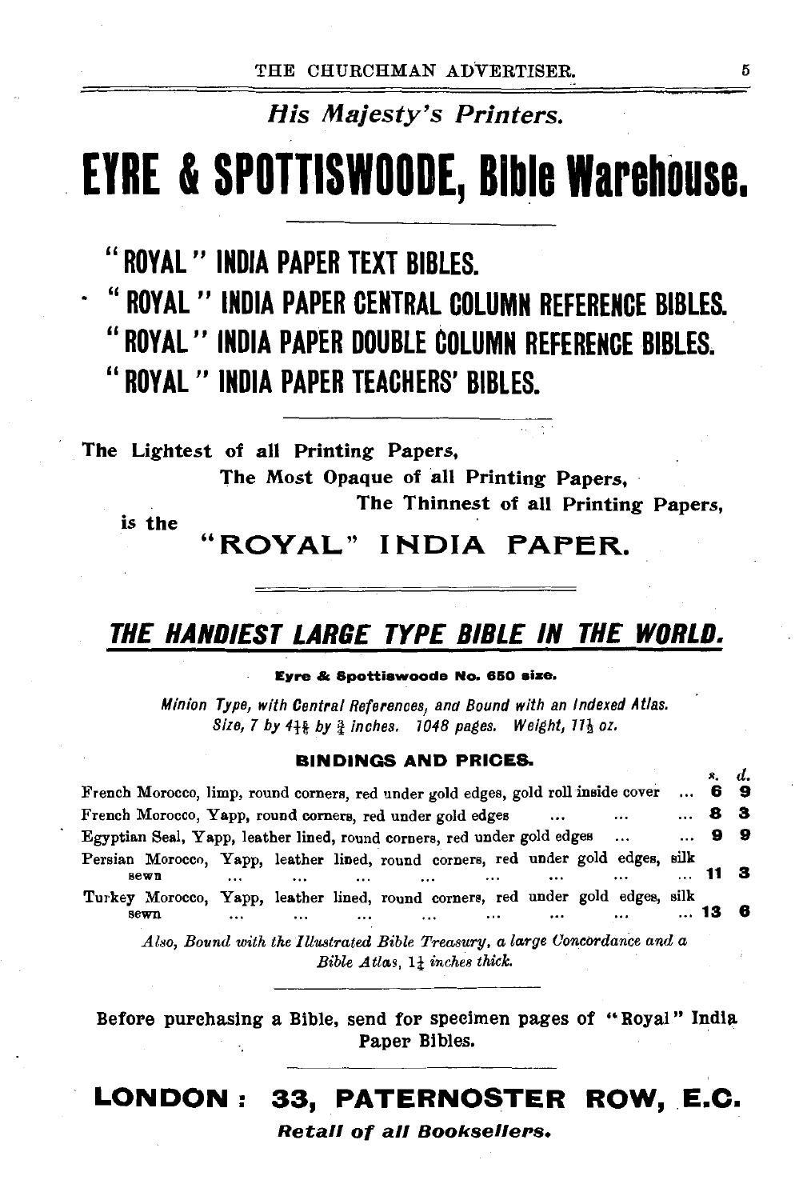*His Majesty's Printers.*

# EYRE & SPOTTISWOODE, Bible Warehouse.

## "ROYAL" INDIA PAPER TEXT BIBLES.
## "ROYAL" INDIA PAPER CENTRAL COLUMN REFERENCE BIBLES.
## "ROYAL" INDIA PAPER DOUBLE COLUMN REFERENCE BIBLES.
## "ROYAL" INDIA PAPER TEACHERS' BIBLES.

**The Lightest of all Printing Papers,**
**The Most Opaque of all Printing Papers,**
**The Thinnest of all Printing Papers,**
**is the**

## "ROYAL" INDIA PAPER.

## ***THE HANDIEST LARGE TYPE BIBLE IN THE WORLD.***

**Eyre & Spottiswoode No. 650 size.**

*Minion Type, with Central References, and Bound with an Indexed Atlas.*
*Size, 7 by $4\frac{11}{16}$ by $\frac{3}{4}$ inches. 1048 pages. Weight, $11\frac{1}{2}$ oz.*

### BINDINGS AND PRICES.

| | s. | d. |
|---|---|---|
| French Morocco, limp, round corners, red under gold edges, gold roll inside cover ... | **6** | **9** |
| French Morocco, Yapp, round corners, red under gold edges ... ... ... | **8** | **3** |
| Egyptian Seal, Yapp, leather lined, round corners, red under gold edges ... ... | **9** | **9** |
| Persian Morocco, Yapp, leather lined, round corners, red under gold edges, silk sewn ... ... ... ... ... ... ... ... | **11** | **3** |
| Turkey Morocco, Yapp, leather lined, round corners, red under gold edges, silk sewn ... ... ... ... ... ... ... ... | **13** | **6** |

*Also, Bound with the Illustrated Bible Treasury, a large Concordance and a Bible Atlas, $1\frac{1}{4}$ inches thick.*

**Before purchasing a Bible, send for specimen pages of "Royal" India Paper Bibles.**

## LONDON: 33, PATERNOSTER ROW, E.C.

***Retail of all Booksellers.***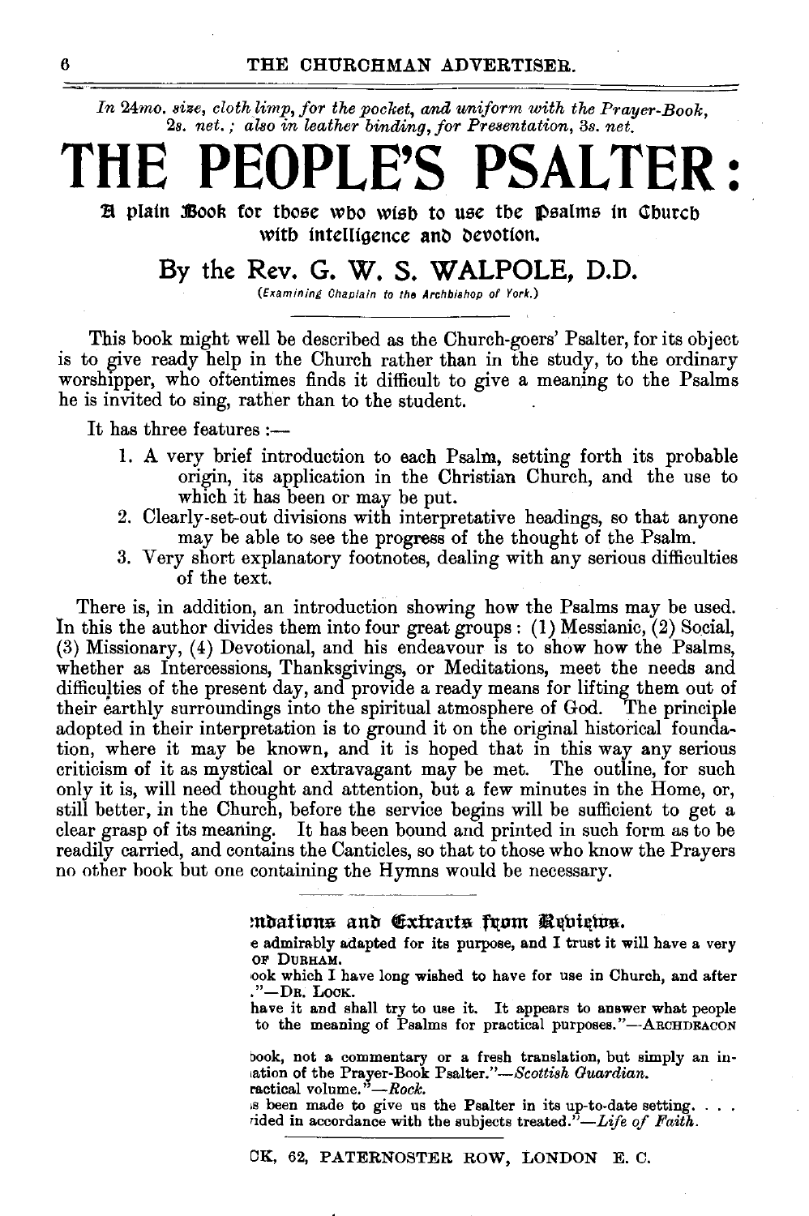*In 24mo. size, cloth limp, for the pocket, and uniform with the Prayer-Book, 2s. net.; also in leather binding, for Presentation, 3s. net.*

# THE PEOPLE'S PSALTER:

## A plain Book for those who wish to use the Psalms in Church with intelligence and devotion.

### By the Rev. G. W. S. WALPOLE, D.D.

*(Examining Chaplain to the Archbishop of York.)*

This book might well be described as the Church-goers' Psalter, for its object is to give ready help in the Church rather than in the study, to the ordinary worshipper, who oftentimes finds it difficult to give a meaning to the Psalms he is invited to sing, rather than to the student.

It has three features :—

1. A very brief introduction to each Psalm, setting forth its probable origin, its application in the Christian Church, and the use to which it has been or may be put.
2. Clearly-set-out divisions with interpretative headings, so that anyone may be able to see the progress of the thought of the Psalm.
3. Very short explanatory footnotes, dealing with any serious difficulties of the text.

There is, in addition, an introduction showing how the Psalms may be used. In this the author divides them into four great groups: (1) Messianic, (2) Social, (3) Missionary, (4) Devotional, and his endeavour is to show how the Psalms, whether as Intercessions, Thanksgivings, or Meditations, meet the needs and difficulties of the present day, and provide a ready means for lifting them out of their earthly surroundings into the spiritual atmosphere of God. The principle adopted in their interpretation is to ground it on the original historical foundation, where it may be known, and it is hoped that in this way any serious criticism of it as mystical or extravagant may be met. The outline, for such only it is, will need thought and attention, but a few minutes in the Home, or, still better, in the Church, before the service begins will be sufficient to get a clear grasp of its meaning. It has been bound and printed in such form as to be readily carried, and contains the Canticles, so that to those who know the Prayers no other book but one containing the Hymns would be necessary.

---

**ndations and Extracts from Reviews.**

e admirably adapted for its purpose, and I trust it will have a very OF DURHAM.

ook which I have long wished to have for use in Church, and after ."—DR. LOCK.

have it and shall try to use it. It appears to answer what people to the meaning of Psalms for practical purposes."—ARCHDEACON

book, not a commentary or a fresh translation, but simply an in- iation of the Prayer-Book Psalter."—*Scottish Guardian.*

ractical volume."—*Rock.*

s been made to give us the Psalter in its up-to-date setting. . . . rided in accordance with the subjects treated."—*Life of Faith.*

---

CK, 62, PATERNOSTER ROW, LONDON E. C.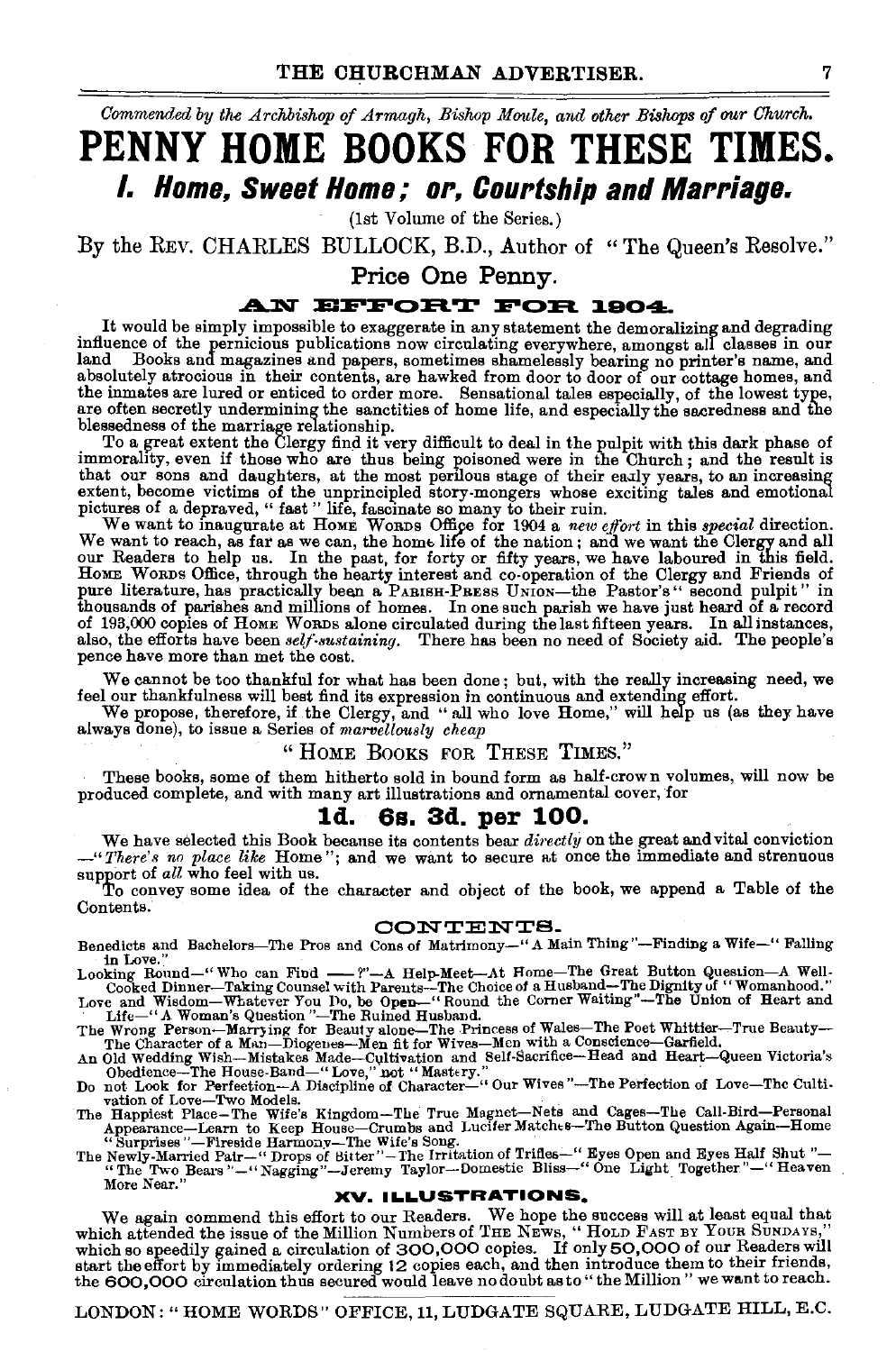*Commended by the Archbishop of Armagh, Bishop Moule, and other Bishops of our Church.*

# PENNY HOME BOOKS FOR THESE TIMES.

## *I. Home, Sweet Home; or, Courtship and Marriage.*

(1st Volume of the Series.)

By the Rev. CHARLES BULLOCK, B.D., Author of "The Queen's Resolve."

### Price One Penny.

### AN EFFORT FOR 1904.

It would be simply impossible to exaggerate in any statement the demoralizing and degrading influence of the pernicious publications now circulating everywhere, amongst all classes in our land Books and magazines and papers, sometimes shamelessly bearing no printer's name, and absolutely atrocious in their contents, are hawked from door to door of our cottage homes, and the inmates are lured or enticed to order more. Sensational tales especially, of the lowest type, are often secretly undermining the sanctities of home life, and especially the sacredness and the blessedness of the marriage relationship.

To a great extent the Clergy find it very difficult to deal in the pulpit with this dark phase of immorality, even if those who are thus being poisoned were in the Church; and the result is that our sons and daughters, at the most perilous stage of their early years, to an increasing extent, become victims of the unprincipled story-mongers whose exciting tales and emotional pictures of a depraved, "fast" life, fascinate so many to their ruin.

We want to inaugurate at Home Words Office for 1904 a *new effort* in this *special* direction. We want to reach, as far as we can, the home life of the nation; and we want the Clergy and all our Readers to help us. In the past, for forty or fifty years, we have laboured in this field. Home Words Office, through the hearty interest and co-operation of the Clergy and Friends of pure literature, has practically been a Parish-Press Union—the Pastor's "second pulpit" in thousands of parishes and millions of homes. In one such parish we have just heard of a record of 193,000 copies of Home Words alone circulated during the last fifteen years. In all instances, also, the efforts have been *self-sustaining*. There has been no need of Society aid. The people's pence have more than met the cost.

We cannot be too thankful for what has been done; but, with the really increasing need, we feel our thankfulness will best find its expression in continuous and extending effort.

We propose, therefore, if the Clergy, and "all who love Home," will help us (as they have always done), to issue a Series of *marvellously cheap*

"Home Books for These Times."

These books, some of them hitherto sold in bound form as half-crown volumes, will now be produced complete, and with many art illustrations and ornamental cover, for

### 1d. 6s. 3d. per 100.

We have selected this Book because its contents bear *directly* on the great and vital conviction —"*There's no place like* Home"; and we want to secure at once the immediate and strenuous support of *all* who feel with us.

To convey some idea of the character and object of the book, we append a Table of the Contents.

### CONTENTS.

Benedicts and Bachelors—The Pros and Cons of Matrimony—"A Main Thing"—Finding a Wife—"Falling in Love."

Looking Round—"Who can Find ——?"—A Help-Meet—At Home—The Great Button Question—A Well-Cooked Dinner—Taking Counsel with Parents—The Choice of a Husband—The Dignity of "Womanhood."

Love and Wisdom—Whatever You Do, be Open—"Round the Corner Waiting"—The Union of Heart and Life—"A Woman's Question"—The Ruined Husband.

The Wrong Person—Marrying for Beauty alone—The Princess of Wales—The Poet Whittier—True Beauty—The Character of a Man—Diogenes—Men fit for Wives—Men with a Conscience—Garfield.

An Old Wedding Wish—Mistakes Made—Cultivation and Self-Sacrifice—Head and Heart—Queen Victoria's Obedience—The House-Band—"Love," not "Mastery."

Do not Look for Perfection—A Discipline of Character—"Our Wives"—The Perfection of Love—The Cultivation of Love—Two Models.

The Happiest Place—The Wife's Kingdom—The True Magnet—Nets and Cages—The Call-Bird—Personal Appearance—Learn to Keep House—Crumbs and Lucifer Matches—The Button Question Again—Home "Surprises"—Fireside Harmony—The Wife's Song.

The Newly-Married Pair—"Drops of Bitter"—The Irritation of Trifles—"Eyes Open and Eyes Half Shut"—"The Two Bears"—"Nagging"—Jeremy Taylor—Domestic Bliss—"One Light Together"—"Heaven More Near."

### XV. ILLUSTRATIONS.

We again commend this effort to our Readers. We hope the success will at least equal that which attended the issue of the Million Numbers of The News, "Hold Fast by Your Sundays," which so speedily gained a circulation of 300,000 copies. If only 50,000 of our Readers will start the effort by immediately ordering 12 copies each, and then introduce them to their friends, the 600,000 circulation thus secured would leave no doubt as to "the Million" we want to reach.

LONDON: "HOME WORDS" OFFICE, 11, LUDGATE SQUARE, LUDGATE HILL, E.C.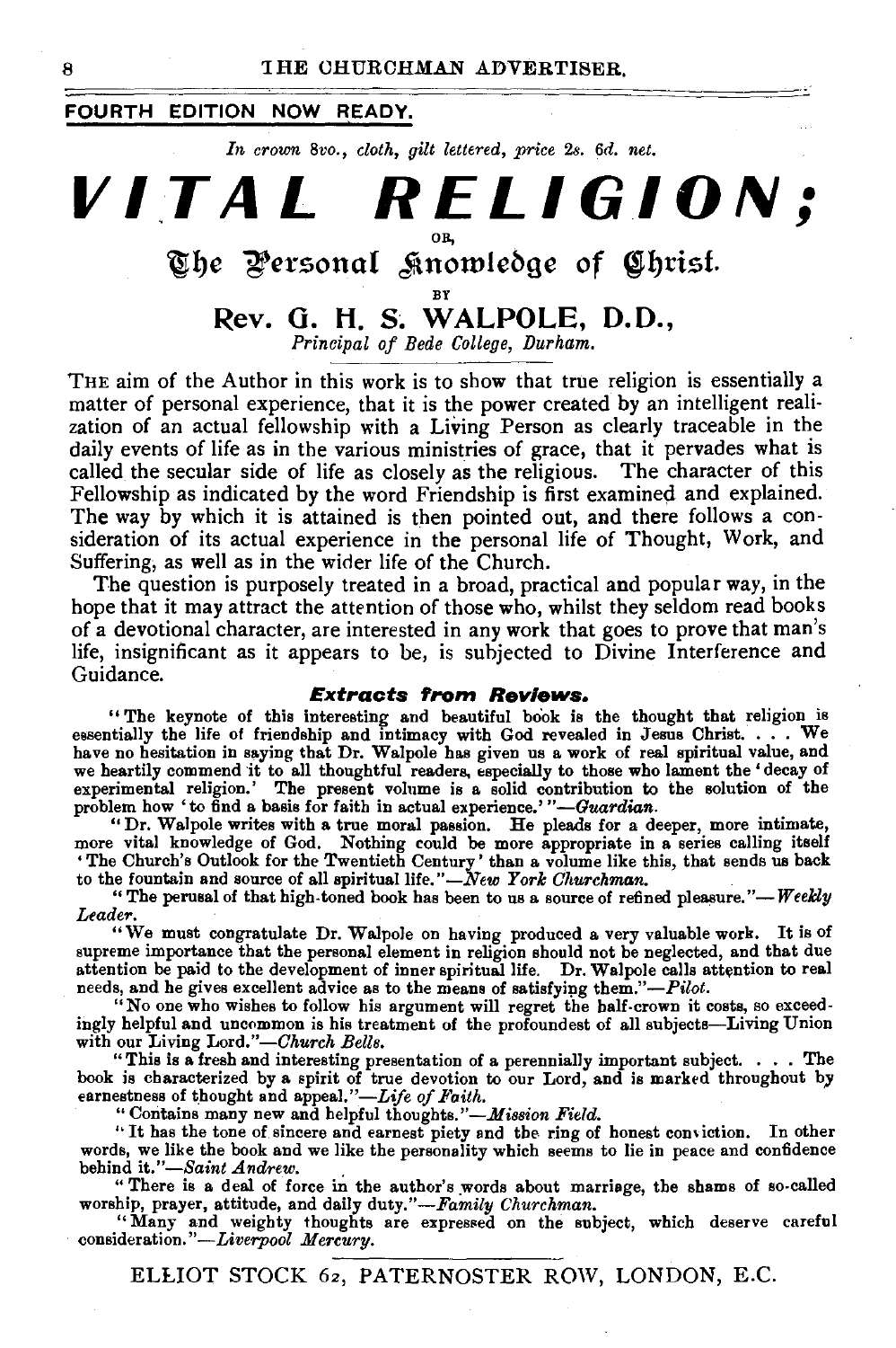**FOURTH EDITION NOW READY.**

*In crown 8vo., cloth, gilt lettered, price 2s. 6d. net.*

# *VITAL RELIGION;*

OR,

## The Personal Knowledge of Christ.

BY

## Rev. G. H. S. WALPOLE, D.D.,

*Principal of Bede College, Durham.*

THE aim of the Author in this work is to show that true religion is essentially a matter of personal experience, that it is the power created by an intelligent realization of an actual fellowship with a Living Person as clearly traceable in the daily events of life as in the various ministries of grace, that it pervades what is called the secular side of life as closely as the religious. The character of this Fellowship as indicated by the word Friendship is first examined and explained. The way by which it is attained is then pointed out, and there follows a consideration of its actual experience in the personal life of Thought, Work, and Suffering, as well as in the wider life of the Church.

The question is purposely treated in a broad, practical and popular way, in the hope that it may attract the attention of those who, whilst they seldom read books of a devotional character, are interested in any work that goes to prove that man's life, insignificant as it appears to be, is subjected to Divine Interference and Guidance.

### *Extracts from Reviews.*

"The keynote of this interesting and beautiful book is the thought that religion is essentially the life of friendship and intimacy with God revealed in Jesus Christ. . . . We have no hesitation in saying that Dr. Walpole has given us a work of real spiritual value, and we heartily commend it to all thoughtful readers, especially to those who lament the 'decay of experimental religion.' The present volume is a solid contribution to the solution of the problem how 'to find a basis for faith in actual experience.'"—*Guardian.*

"Dr. Walpole writes with a true moral passion. He pleads for a deeper, more intimate, more vital knowledge of God. Nothing could be more appropriate in a series calling itself 'The Church's Outlook for the Twentieth Century' than a volume like this, that sends us back to the fountain and source of all spiritual life."—*New York Churchman.*

"The perusal of that high-toned book has been to us a source of refined pleasure."—*Weekly Leader.*

"We must congratulate Dr. Walpole on having produced a very valuable work. It is of supreme importance that the personal element in religion should not be neglected, and that due attention be paid to the development of inner spiritual life. Dr. Walpole calls attention to real needs, and he gives excellent advice as to the means of satisfying them."—*Pilot.*

"No one who wishes to follow his argument will regret the half-crown it costs, so exceedingly helpful and uncommon is his treatment of the profoundest of all subjects—Living Union with our Living Lord."—*Church Bells.*

"This is a fresh and interesting presentation of a perennially important subject. . . . The book is characterized by a spirit of true devotion to our Lord, and is marked throughout by earnestness of thought and appeal."—*Life of Faith.*

"Contains many new and helpful thoughts."—*Mission Field.*

"It has the tone of sincere and earnest piety and the ring of honest conviction. In other words, we like the book and we like the personality which seems to lie in peace and confidence behind it."—*Saint Andrew.*

"There is a deal of force in the author's words about marriage, the shams of so-called worship, prayer, attitude, and daily duty."—*Family Churchman.*

"Many and weighty thoughts are expressed on the subject, which deserve careful consideration."—*Liverpool Mercury.*

ELLIOT STOCK 62, PATERNOSTER ROW, LONDON, E.C.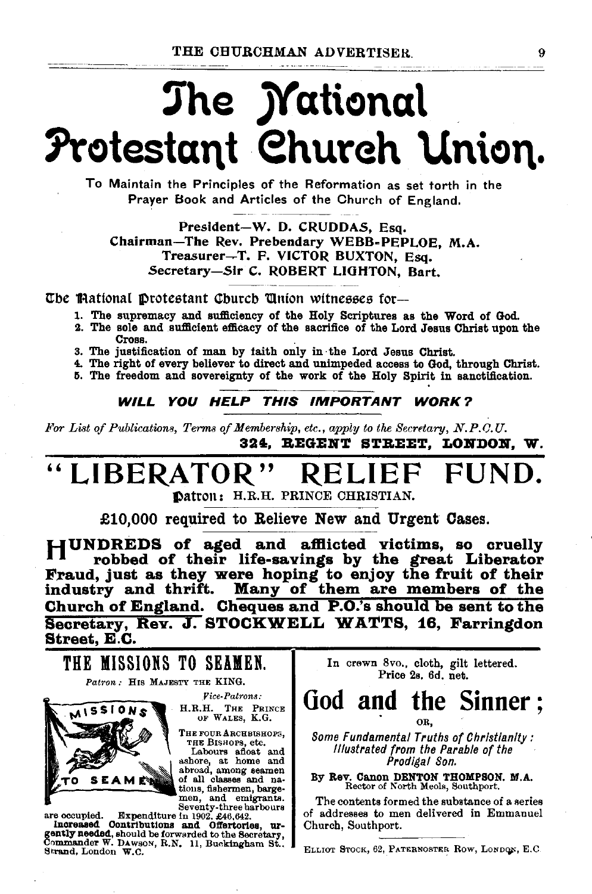# The National Protestant Church Union.

To Maintain the Principles of the Reformation as set forth in the Prayer Book and Articles of the Church of England.

President—W. D. CRUDDAS, Esq.
Chairman—The Rev. Prebendary WEBB-PEPLOE, M.A.
Treasurer—T. F. VICTOR BUXTON, Esq.
Secretary—Sir C. ROBERT LIGHTON, Bart.

The National Protestant Church Union witnesses for—

1. The supremacy and sufficiency of the Holy Scriptures as the Word of God.
2. The sole and sufficient efficacy of the sacrifice of the Lord Jesus Christ upon the Cross.
3. The justification of man by faith only in the Lord Jesus Christ.
4. The right of every believer to direct and unimpeded access to God, through Christ.
5. The freedom and sovereignty of the work of the Holy Spirit in sanctification.

***WILL YOU HELP THIS IMPORTANT WORK?***

*For List of Publications, Terms of Membership, etc., apply to the Secretary, N.P.C.U.*

**324, REGENT STREET, LONDON, W.**

# "LIBERATOR" RELIEF FUND.

Patron: H.R.H. PRINCE CHRISTIAN.

**£10,000 required to Relieve New and Urgent Cases.**

**HUNDREDS of aged and afflicted victims, so cruelly robbed of their life-savings by the great Liberator Fraud, just as they were hoping to enjoy the fruit of their industry and thrift. Many of them are members of the Church of England. Cheques and P.O.'s should be sent to the Secretary, Rev. J. STOCKWELL WATTS, 16, Farringdon Street, E.C.**

## THE MISSIONS TO SEAMEN.

*Patron:* HIS MAJESTY THE KING.

*Vice-Patrons:*
H.R.H. THE PRINCE OF WALES, K.G.
THE FOUR ARCHBISHOPS, THE BISHOPS, etc.

Labours afloat and ashore, at home and abroad, among seamen of all classes and nations, fishermen, bargemen, and emigrants. Seventy-three harbours are occupied. Expenditure in 1902, £46,642.

**Increased Contributions and Offertories, urgently needed**, should be forwarded to the Secretary, Commander W. DAWSON, R.N. 11, Buckingham St., Strand, London W.C.

In crown 8vo., cloth, gilt lettered.
Price 2s. 6d. net.

## God and the Sinner;

OR,

*Some Fundamental Truths of Christianity: Illustrated from the Parable of the Prodigal Son.*

By Rev. Canon DENTON THOMPSON, M.A.
Rector of North Meols, Southport.

The contents formed the substance of a series of addresses to men delivered in Emmanuel Church, Southport.

ELLIOT STOCK, 62, PATERNOSTER ROW, LONDON, E.C.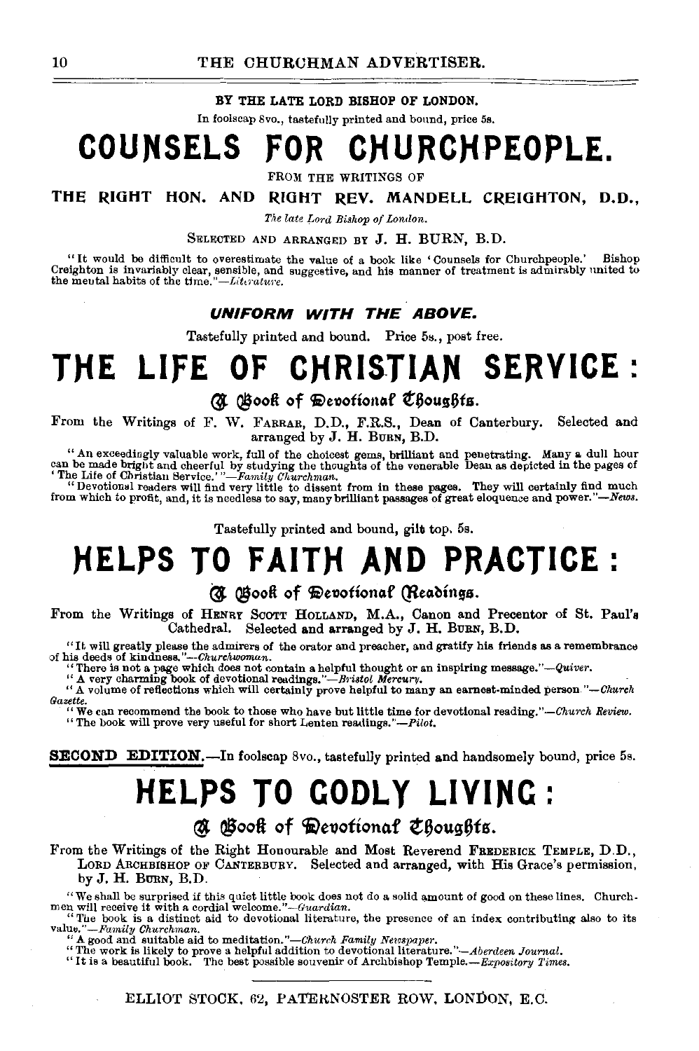BY THE LATE LORD BISHOP OF LONDON.

In foolscap 8vo., tastefully printed and bound, price 5s.

# COUNSELS FOR CHURCHPEOPLE.

FROM THE WRITINGS OF

**THE RIGHT HON. AND RIGHT REV. MANDELL CREIGHTON, D.D.,**

*The late Lord Bishop of London.*

SELECTED AND ARRANGED BY J. H. BURN, B.D.

"It would be difficult to overestimate the value of a book like 'Counsels for Churchpeople.' Bishop Creighton is invariably clear, sensible, and suggestive, and his manner of treatment is admirably united to the mental habits of the time."—*Literature.*

***UNIFORM WITH THE ABOVE.***

Tastefully printed and bound. Price 5s., post free.

# THE LIFE OF CHRISTIAN SERVICE:

## A Book of Devotional Thoughts.

From the Writings of F. W. FARRAR, D.D., F.R.S., Dean of Canterbury. Selected and arranged by J. H. BURN, B.D.

"An exceedingly valuable work, full of the choicest gems, brilliant and penetrating. Many a dull hour can be made bright and cheerful by studying the thoughts of the venerable Dean as depicted in the pages of 'The Life of Christian Service.'"—*Family Churchman.*

"Devotional readers will find very little to dissent from in these pages. They will certainly find much from which to profit, and, it is needless to say, many brilliant passages of great eloquence and power."—*News.*

Tastefully printed and bound, gilt top, 5s.

# HELPS TO FAITH AND PRACTICE:

## A Book of Devotional Readings.

From the Writings of HENRY SCOTT HOLLAND, M.A., Canon and Precentor of St. Paul's Cathedral. Selected and arranged by J. H. BURN, B.D.

"It will greatly please the admirers of the orator and preacher, and gratify his friends as a remembrance of his deeds of kindness."—*Churchwoman.*

"There is not a page which does not contain a helpful thought or an inspiring message."—*Quiver.*

"A very charming book of devotional readings."—*Bristol Mercury.*

"A volume of reflections which will certainly prove helpful to many an earnest-minded person."—*Church Gazette.*

"We can recommend the book to those who have but little time for devotional reading."—*Church Review.*

"The book will prove very useful for short Lenten readings."—*Pilot.*

**SECOND EDITION.**—In foolscap 8vo., tastefully printed and handsomely bound, price 5s.

# HELPS TO GODLY LIVING:

## A Book of Devotional Thoughts.

From the Writings of the Right Honourable and Most Reverend FREDERICK TEMPLE, D.D., LORD ARCHBISHOP OF CANTERBURY. Selected and arranged, with His Grace's permission, by J. H. BURN, B.D.

"We shall be surprised if this quiet little book does not do a solid amount of good on these lines. Churchmen will receive it with a cordial welcome."—*Guardian.*

"The book is a distinct aid to devotional literature, the presence of an index contributing also to its value."—*Family Churchman.*

"A good and suitable aid to meditation."—*Church Family Newspaper.*

"The work is likely to prove a helpful addition to devotional literature."—*Aberdeen Journal.*

"It is a beautiful book. The best possible souvenir of Archbishop Temple."—*Expository Times.*

ELLIOT STOCK, 62, PATERNOSTER ROW, LONDON, E.C.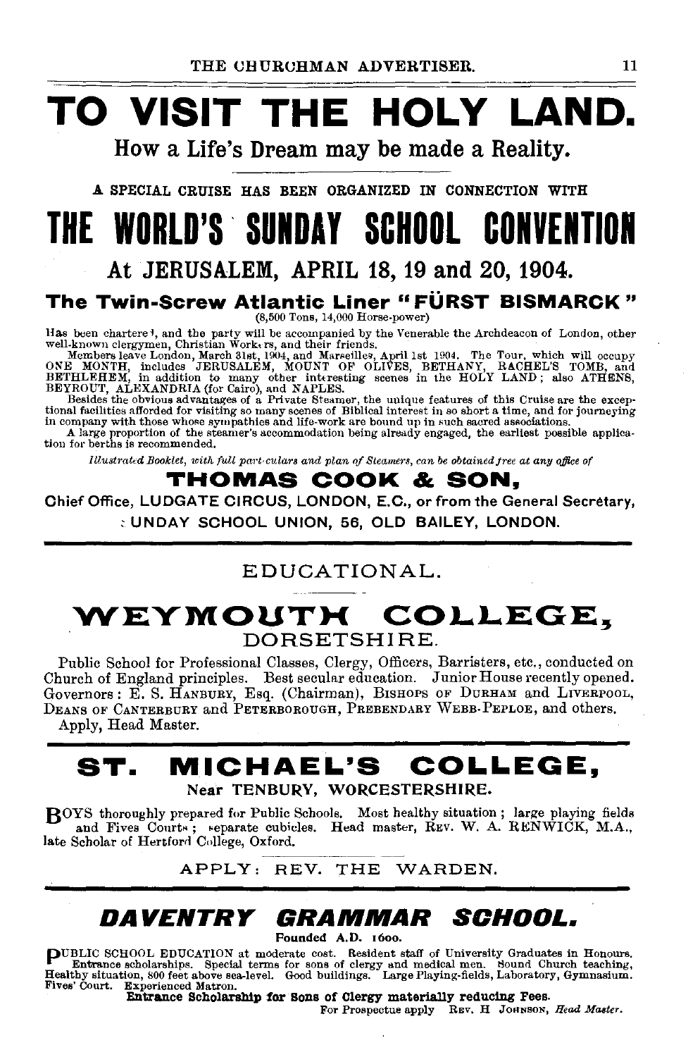# TO VISIT THE HOLY LAND.

## How a Life's Dream may be made a Reality.

A SPECIAL CRUISE HAS BEEN ORGANIZED IN CONNECTION WITH

# THE WORLD'S SUNDAY SCHOOL CONVENTION

## At JERUSALEM, APRIL 18, 19 and 20, 1904.

### The Twin-Screw Atlantic Liner "FÜRST BISMARCK"

(8,500 Tons, 14,000 Horse-power)

Has been chartered, and the party will be accompanied by the Venerable the Archdeacon of London, other well-known clergymen, Christian Workers, and their friends.

Members leave London, March 31st, 1904, and Marseilles, April 1st 1904. The Tour, which will occupy ONE MONTH, includes JERUSALEM, MOUNT OF OLIVES, BETHANY, RACHEL'S TOMB, and BETHLEHEM, in addition to many other interesting scenes in the HOLY LAND; also ATHENS, BEYROUT, ALEXANDRIA (for Cairo), and NAPLES.

Besides the obvious advantages of a Private Steamer, the unique features of this Cruise are the exceptional facilities afforded for visiting so many scenes of Biblical interest in so short a time, and for journeying in company with those whose sympathies and life-work are bound up in such sacred associations.

A large proportion of the steamer's accommodation being already engaged, the earliest possible application for berths is recommended.

*Illustrated Booklet, with full particulars and plan of Steamers, can be obtained free at any office of*

**THOMAS COOK & SON,**

Chief Office, LUDGATE CIRCUS, LONDON, E.C., or from the General Secretary, SUNDAY SCHOOL UNION, 56, OLD BAILEY, LONDON.

---

## EDUCATIONAL.

# WEYMOUTH COLLEGE,

## DORSETSHIRE.

Public School for Professional Classes, Clergy, Officers, Barristers, etc., conducted on Church of England principles. Best secular education. Junior House recently opened. Governors: E. S. HANBURY, Esq. (Chairman), BISHOPS OF DURHAM and LIVERPOOL, DEANS OF CANTERBURY and PETERBOROUGH, PREBENDARY WEBB-PEPLOE, and others.

Apply, Head Master.

---

# ST. MICHAEL'S COLLEGE,

## Near TENBURY, WORCESTERSHIRE.

BOYS thoroughly prepared for Public Schools. Most healthy situation; large playing fields and Fives Courts; separate cubicles. Head master, REV. W. A. RENWICK, M.A., late Scholar of Hertford College, Oxford.

APPLY: REV. THE WARDEN.

---

# DAVENTRY GRAMMAR SCHOOL.

Founded A.D. 1600.

PUBLIC SCHOOL EDUCATION at moderate cost. Resident staff of University Graduates in Honours. Entrance scholarships. Special terms for sons of clergy and medical men. Sound Church teaching, Healthy situation, 800 feet above sea-level. Good buildings. Large Playing-fields, Laboratory, Gymnasium. Fives' Court. Experienced Matron.

**Entrance Scholarship for Sons of Clergy materially reducing Fees.**

For Prospectus apply REV. H JOHNSON, *Head Master*.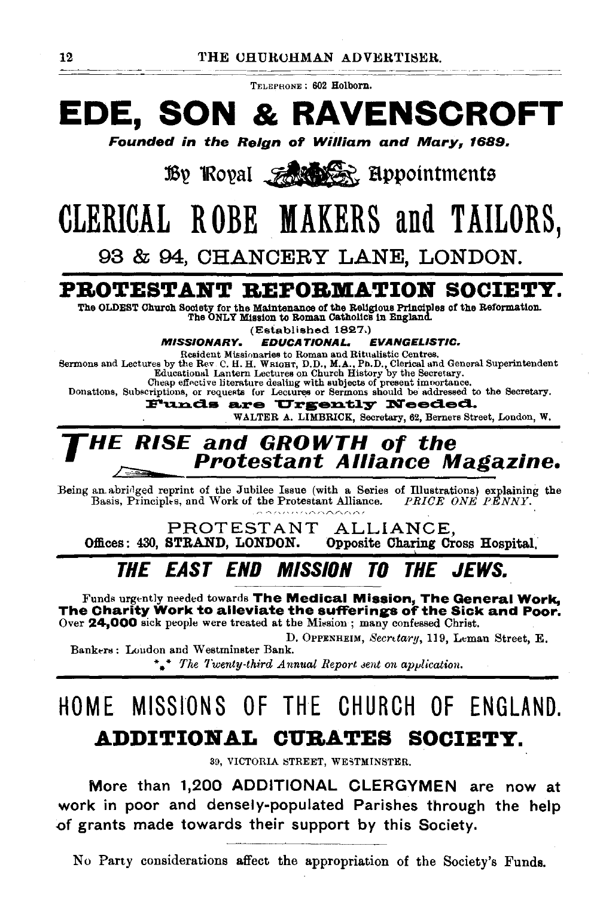TELEPHONE: 602 Holborn.

# EDE, SON & RAVENSCROFT

***Founded in the Reign of William and Mary, 1689.***

By Royal Appointments

# CLERICAL ROBE MAKERS and TAILORS,

## 93 & 94, CHANCERY LANE, LONDON.

---

# PROTESTANT REFORMATION SOCIETY.

**The OLDEST Church Society for the Maintenance of the Religious Principles of the Reformation. The ONLY Mission to Roman Catholics in England.**

(Established 1827.)

***MISSIONARY. EDUCATIONAL. EVANGELISTIC.***

Resident Missionaries to Roman and Ritualistic Centres.
Sermons and Lectures by the Rev. C. H. H. WRIGHT, D.D., M.A., Ph.D., Clerical and General Superintendent
Educational Lantern Lectures on Church History by the Secretary.
Cheap effective literature dealing with subjects of present importance.
Donations, Subscriptions, or requests for Lectures or Sermons should be addressed to the Secretary.

**Funds are Urgently Needed.**

WALTER A. LIMBRICK, Secretary, 62, Berners Street, London, W.

---

# *THE RISE and GROWTH of the Protestant Alliance Magazine.*

Being an abridged reprint of the Jubilee Issue (with a Series of Illustrations) explaining the Basis, Principles, and Work of the Protestant Alliance. *PRICE ONE PENNY.*

PROTESTANT ALLIANCE,
Offices: 430, **STRAND, LONDON.** **Opposite Charing Cross Hospital.**

---

# *THE EAST END MISSION TO THE JEWS.*

Funds urgently needed towards **The Medical Mission, The General Work, The Charity Work to alleviate the sufferings of the Sick and Poor.** Over **24,000** sick people were treated at the Mission; many confessed Christ.

D. OPPENHEIM, *Secretary*, 119, Leman Street, E.

Bankers: London and Westminster Bank.

*\*\* The Twenty-third Annual Report sent on application.*

---

# HOME MISSIONS OF THE CHURCH OF ENGLAND.

## ADDITIONAL CURATES SOCIETY.

39, VICTORIA STREET, WESTMINSTER.

More than 1,200 ADDITIONAL CLERGYMEN are now at work in poor and densely-populated Parishes through the help of grants made towards their support by this Society.

No Party considerations affect the appropriation of the Society's Funds.